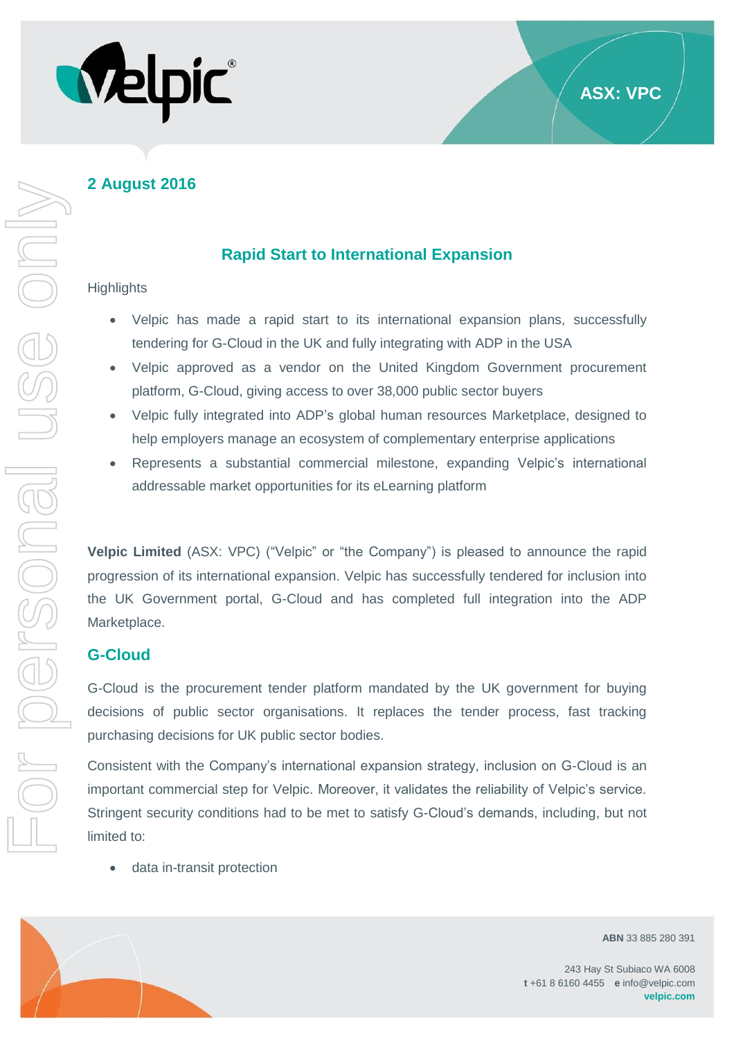**ASX: VPC**

**2 August 2016**

## Rapid Start to International Expansion

Highlights

- Velpic has made a rapid start to its international expansion plans, successfully tendering for G-Cloud in the UK and fully integrating with ADP in the USA
- Velpic approved as a vendor on the United Kingdom Government procurement platform, G-Cloud, giving access to over 38,000 public sector buyers
- Velpic fully integrated into ADP's global human resources Marketplace, designed to help employers manage an ecosystem of complementary enterprise applications
- Represents a substantial commercial milestone, expanding Velpic's international addressable market opportunities for its eLearning platform

**Velpic Limited** (ASX: VPC) ("Velpic" or "the Company") is pleased to announce the rapid progression of its international expansion. Velpic has successfully tendered for inclusion into the UK Government portal, G-Cloud and has completed full integration into the ADP Marketplace.

## G-Cloud

G-Cloud is the procurement tender platform mandated by the UK government for buying decisions of public sector organisations. It replaces the tender process, fast tracking purchasing decisions for UK public sector bodies.

Consistent with the Company's international expansion strategy, inclusion on G-Cloud is an important commercial step for Velpic. Moreover, it validates the reliability of Velpic's service. Stringent security conditions had to be met to satisfy G-Cloud's demands, including, but not limited to:

- data in-transit protection

**ABN** 33 885 280 391

243 Hay St Subiaco WA 6008
**t** +61 8 6160 4455 **e** info@velpic.com
**velpic.com**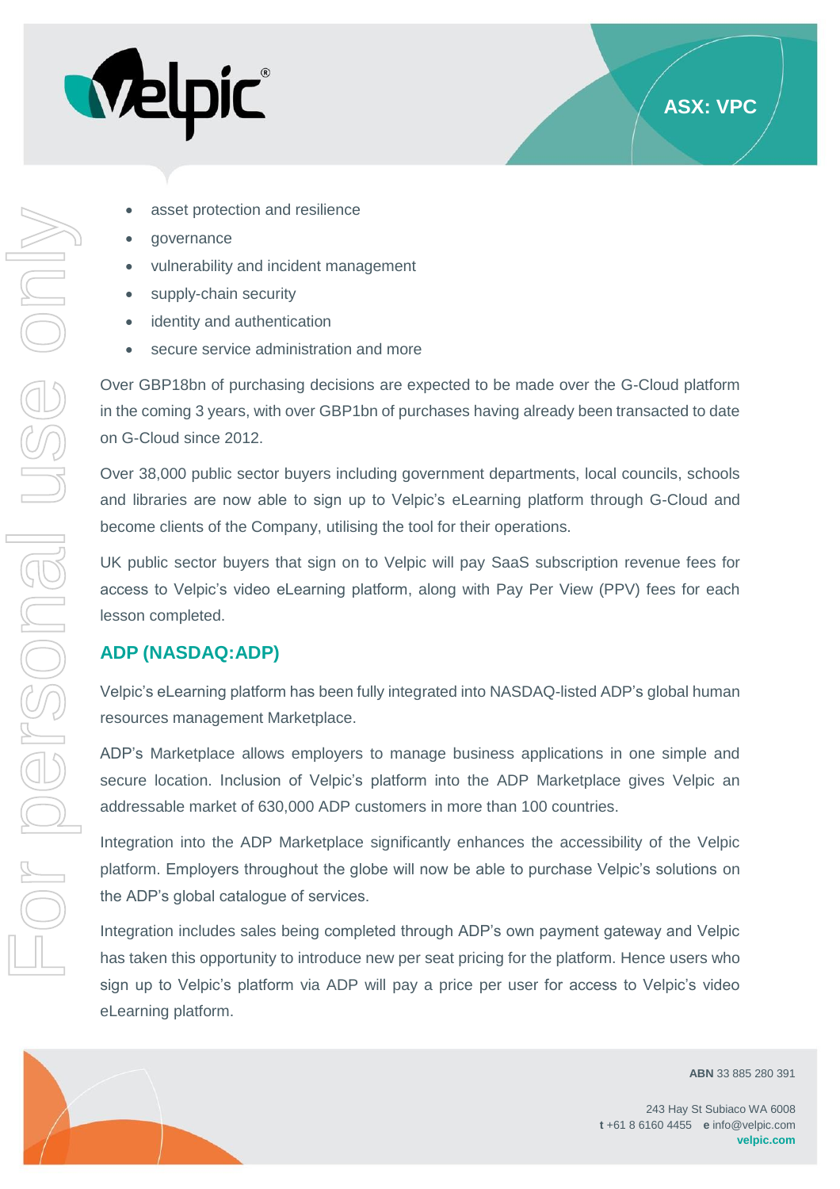- asset protection and resilience
- governance
- vulnerability and incident management
- supply-chain security
- identity and authentication
- secure service administration and more

Over GBP18bn of purchasing decisions are expected to be made over the G-Cloud platform in the coming 3 years, with over GBP1bn of purchases having already been transacted to date on G-Cloud since 2012.

Over 38,000 public sector buyers including government departments, local councils, schools and libraries are now able to sign up to Velpic's eLearning platform through G-Cloud and become clients of the Company, utilising the tool for their operations.

UK public sector buyers that sign on to Velpic will pay SaaS subscription revenue fees for access to Velpic's video eLearning platform, along with Pay Per View (PPV) fees for each lesson completed.

## ADP (NASDAQ:ADP)

Velpic's eLearning platform has been fully integrated into NASDAQ-listed ADP's global human resources management Marketplace.

ADP's Marketplace allows employers to manage business applications in one simple and secure location. Inclusion of Velpic's platform into the ADP Marketplace gives Velpic an addressable market of 630,000 ADP customers in more than 100 countries.

Integration into the ADP Marketplace significantly enhances the accessibility of the Velpic platform. Employers throughout the globe will now be able to purchase Velpic's solutions on the ADP's global catalogue of services.

Integration includes sales being completed through ADP's own payment gateway and Velpic has taken this opportunity to introduce new per seat pricing for the platform. Hence users who sign up to Velpic's platform via ADP will pay a price per user for access to Velpic's video eLearning platform.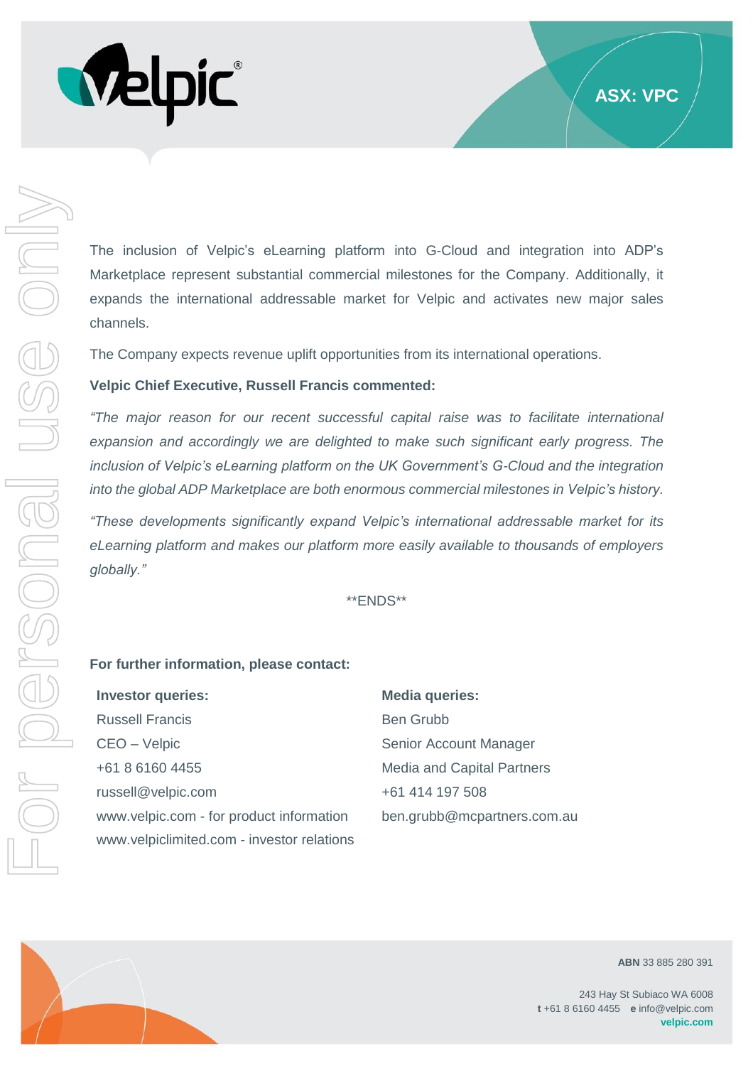The inclusion of Velpic's eLearning platform into G-Cloud and integration into ADP's Marketplace represent substantial commercial milestones for the Company. Additionally, it expands the international addressable market for Velpic and activates new major sales channels.

The Company expects revenue uplift opportunities from its international operations.

**Velpic Chief Executive, Russell Francis commented:**

*"The major reason for our recent successful capital raise was to facilitate international expansion and accordingly we are delighted to make such significant early progress. The inclusion of Velpic's eLearning platform on the UK Government's G-Cloud and the integration into the global ADP Marketplace are both enormous commercial milestones in Velpic's history.*

*"These developments significantly expand Velpic's international addressable market for its eLearning platform and makes our platform more easily available to thousands of employers globally."*

**ENDS**

**For further information, please contact:**

**Investor queries:**
Russell Francis
CEO – Velpic
+61 8 6160 4455
russell@velpic.com
www.velpic.com - for product information
www.velpiclimited.com - investor relations

**Media queries:**
Ben Grubb
Senior Account Manager
Media and Capital Partners
+61 414 197 508
ben.grubb@mcpartners.com.au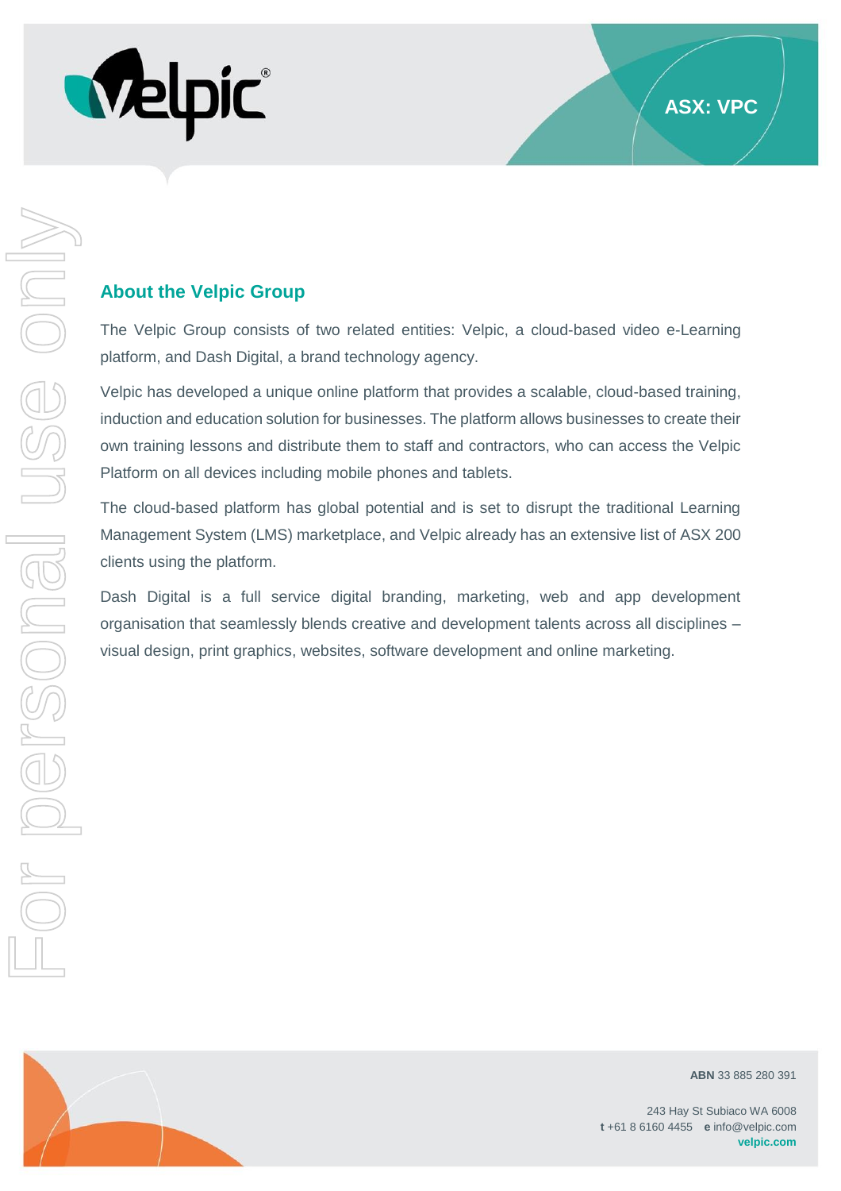## About the Velpic Group

The Velpic Group consists of two related entities: Velpic, a cloud-based video e-Learning platform, and Dash Digital, a brand technology agency.

Velpic has developed a unique online platform that provides a scalable, cloud-based training, induction and education solution for businesses. The platform allows businesses to create their own training lessons and distribute them to staff and contractors, who can access the Velpic Platform on all devices including mobile phones and tablets.

The cloud-based platform has global potential and is set to disrupt the traditional Learning Management System (LMS) marketplace, and Velpic already has an extensive list of ASX 200 clients using the platform.

Dash Digital is a full service digital branding, marketing, web and app development organisation that seamlessly blends creative and development talents across all disciplines – visual design, print graphics, websites, software development and online marketing.